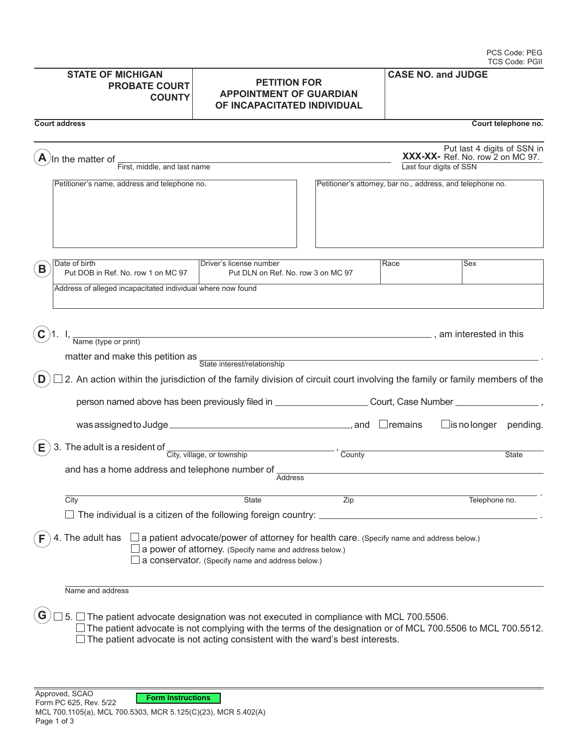PCS Code: PEG
TCS Code: PGII

| STATE OF MICHIGAN PROBATE COURT COUNTY | PETITION FOR APPOINTMENT OF GUARDIAN OF INCAPACITATED INDIVIDUAL | CASE NO. and JUDGE |
|---|---|---|
| | | |

Court address | Court telephone no.

**A** In the matter of ______________________________ XXX-XX-______
First, middle, and last name | Last four digits of SSN

Put last 4 digits of SSN in Ref. No. row 2 on MC 97.

| Petitioner's name, address and telephone no. | Petitioner's attorney, bar no., address, and telephone no. |
|---|---|
| | |

**B**

| Date of birth<br>Put DOB in Ref. No. row 1 on MC 97 | Driver's license number<br>Put DLN on Ref. No. row 3 on MC 97 | Race | Sex |
|---|---|---|---|
| Address of alleged incapacitated individual where now found | | | |

**C** 1. I, ______________________________ (Name (type or print)), am interested in this matter and make this petition as ______________________________ (State interest/relationship).

**D** ☐ 2. An action within the jurisdiction of the family division of circuit court involving the family or family members of the person named above has been previously filed in ______________ Court, Case Number ______________, was assigned to Judge ______________________, and ☐ remains ☐ is no longer pending.

**E** 3. The adult is a resident of ______________________ (City, village, or township), ______________ (County) ______________ (State) and has a home address and telephone number of ______________________________ (Address)

______________ (City) ______________ (State) ______________ (Zip) ______________ (Telephone no.).

☐ The individual is a citizen of the following foreign country: ______________________________.

**F** 4. The adult has ☐ a patient advocate/power of attorney for health care. (Specify name and address below.)
☐ a power of attorney. (Specify name and address below.)
☐ a conservator. (Specify name and address below.)

______________________________
Name and address

**G** ☐ 5. ☐ The patient advocate designation was not executed in compliance with MCL 700.5506.
☐ The patient advocate is not complying with the terms of the designation or of MCL 700.5506 to MCL 700.5512.
☐ The patient advocate is not acting consistent with the ward's best interests.

Approved, SCAO
Form PC 625, Rev. 5/22
MCL 700.1105(a), MCL 700.5303, MCR 5.125(C)(23), MCR 5.402(A)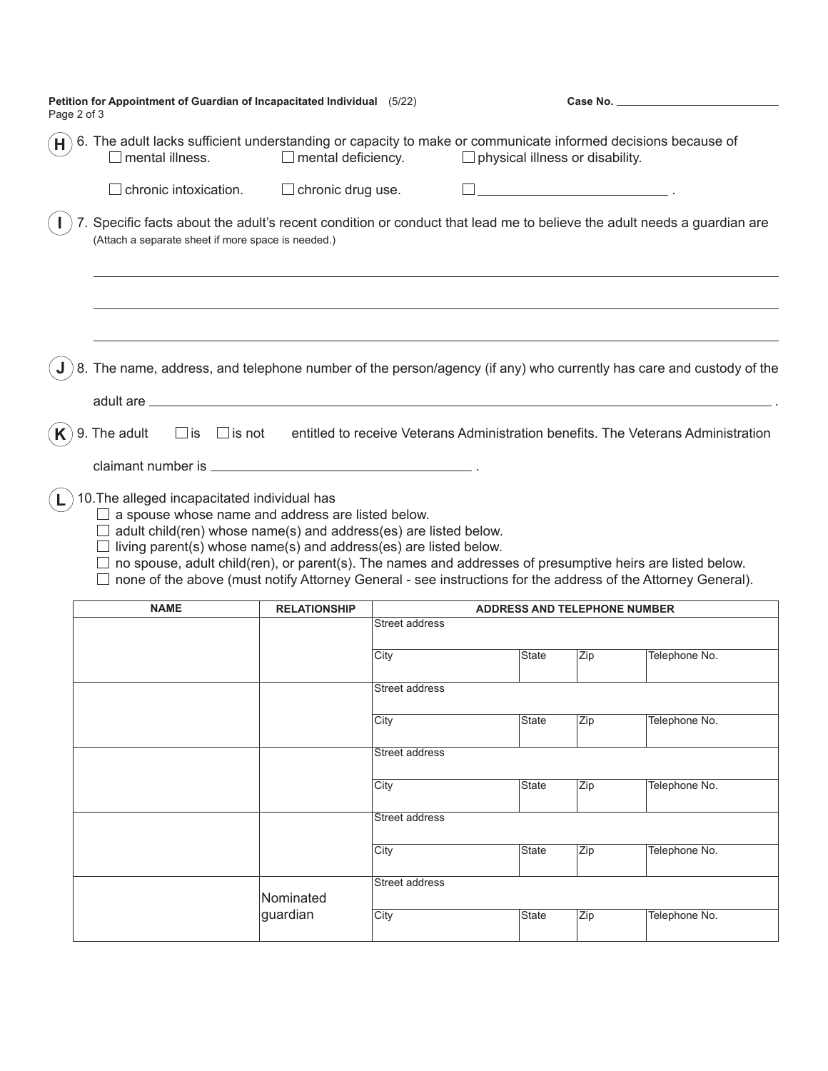**Petition for Appointment of Guardian of Incapacitated Individual** (5/22)

**Case No.** ____________________

**H** 6. The adult lacks sufficient understanding or capacity to make or communicate informed decisions because of
☐ mental illness. ☐ mental deficiency. ☐ physical illness or disability.
☐ chronic intoxication. ☐ chronic drug use. ☐ ____________________ .

**I** 7. Specific facts about the adult's recent condition or conduct that lead me to believe the adult needs a guardian are
(Attach a separate sheet if more space is needed.)

______________________________________________________________________

______________________________________________________________________

______________________________________________________________________

**J** 8. The name, address, and telephone number of the person/agency (if any) who currently has care and custody of the adult are ____________________________________________ .

**K** 9. The adult ☐ is ☐ is not entitled to receive Veterans Administration benefits. The Veterans Administration claimant number is ____________________ .

**L** 10. The alleged incapacitated individual has
☐ a spouse whose name and address are listed below.
☐ adult child(ren) whose name(s) and address(es) are listed below.
☐ living parent(s) whose name(s) and address(es) are listed below.
☐ no spouse, adult child(ren), or parent(s). The names and addresses of presumptive heirs are listed below.
☐ none of the above (must notify Attorney General - see instructions for the address of the Attorney General).

| NAME | RELATIONSHIP | ADDRESS AND TELEPHONE NUMBER | | | |
|---|---|---|---|---|---|
| | | Street address | | | |
| | | City | State | Zip | Telephone No. |
| | | Street address | | | |
| | | City | State | Zip | Telephone No. |
| | | Street address | | | |
| | | City | State | Zip | Telephone No. |
| | | Street address | | | |
| | | City | State | Zip | Telephone No. |
| | Nominated guardian | Street address | | | |
| | | City | State | Zip | Telephone No. |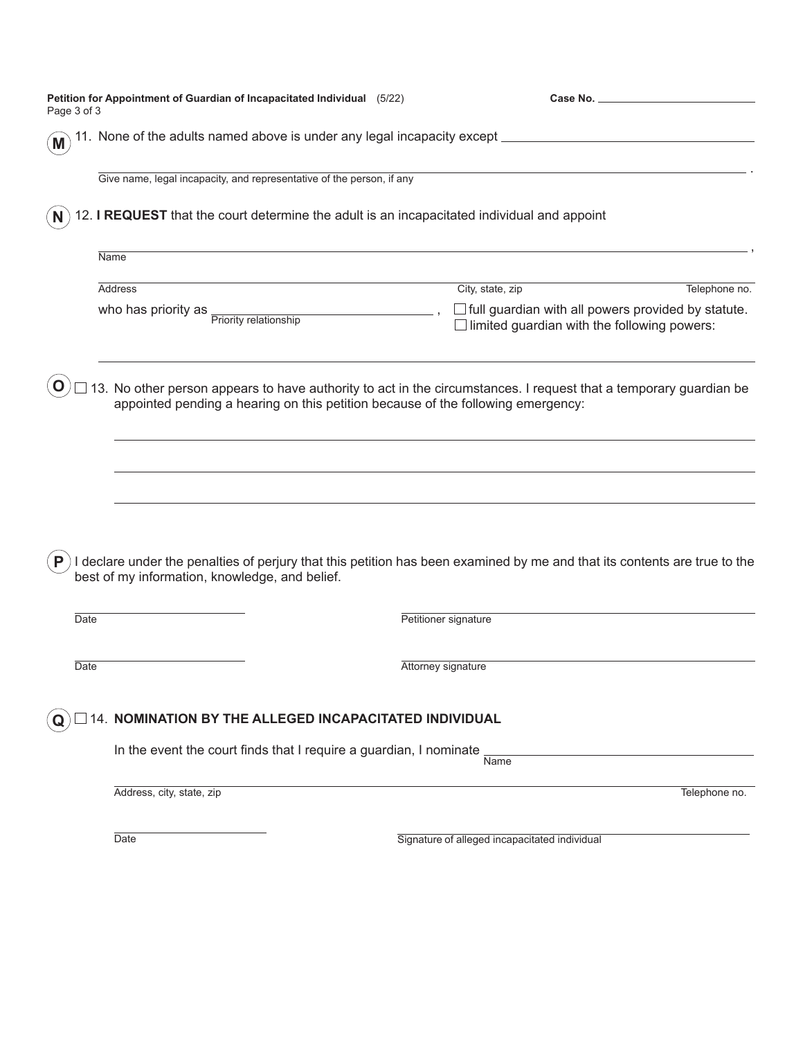Case No. ______________________

(M) 11. None of the adults named above is under any legal incapacity except ____________________________________________

______________________________________________________________________________________________ .
Give name, legal incapacity, and representative of the person, if any

(N) 12. **I REQUEST** that the court determine the adult is an incapacitated individual and appoint

______________________________________________________________________________________________ ,
Name

______________________________________________________________________________________________
Address | City, state, zip | Telephone no.

who has priority as ______________________________ , ☐ full guardian with all powers provided by statute.
Priority relationship

☐ limited guardian with the following powers:

______________________________________________________________________________________________

(O) ☐ 13. No other person appears to have authority to act in the circumstances. I request that a temporary guardian be appointed pending a hearing on this petition because of the following emergency:

______________________________________________________________________________________________

______________________________________________________________________________________________

______________________________________________________________________________________________

(P) I declare under the penalties of perjury that this petition has been examined by me and that its contents are true to the best of my information, knowledge, and belief.

______________________ ______________________________________
Date Petitioner signature

______________________ ______________________________________
Date Attorney signature

(Q) ☐ 14. **NOMINATION BY THE ALLEGED INCAPACITATED INDIVIDUAL**

In the event the court finds that I require a guardian, I nominate ______________________________
Name

______________________________________________________________________________________________
Address, city, state, zip | Telephone no.

______________________ ______________________________________
Date Signature of alleged incapacitated individual